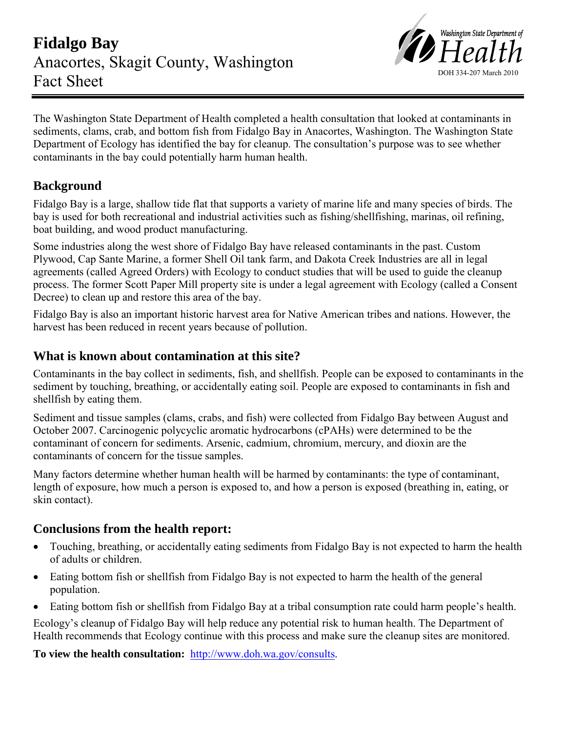# Fidalgo Bay

Anacortes, Skagit County, Washington

Fact Sheet

Washington State Department of Health

DOH 334-207 March 2010

The Washington State Department of Health completed a health consultation that looked at contaminants in sediments, clams, crab, and bottom fish from Fidalgo Bay in Anacortes, Washington. The Washington State Department of Ecology has identified the bay for cleanup. The consultation's purpose was to see whether contaminants in the bay could potentially harm human health.

## Background

Fidalgo Bay is a large, shallow tide flat that supports a variety of marine life and many species of birds. The bay is used for both recreational and industrial activities such as fishing/shellfishing, marinas, oil refining, boat building, and wood product manufacturing.

Some industries along the west shore of Fidalgo Bay have released contaminants in the past. Custom Plywood, Cap Sante Marine, a former Shell Oil tank farm, and Dakota Creek Industries are all in legal agreements (called Agreed Orders) with Ecology to conduct studies that will be used to guide the cleanup process. The former Scott Paper Mill property site is under a legal agreement with Ecology (called a Consent Decree) to clean up and restore this area of the bay.

Fidalgo Bay is also an important historic harvest area for Native American tribes and nations. However, the harvest has been reduced in recent years because of pollution.

## What is known about contamination at this site?

Contaminants in the bay collect in sediments, fish, and shellfish. People can be exposed to contaminants in the sediment by touching, breathing, or accidentally eating soil. People are exposed to contaminants in fish and shellfish by eating them.

Sediment and tissue samples (clams, crabs, and fish) were collected from Fidalgo Bay between August and October 2007. Carcinogenic polycyclic aromatic hydrocarbons (cPAHs) were determined to be the contaminant of concern for sediments. Arsenic, cadmium, chromium, mercury, and dioxin are the contaminants of concern for the tissue samples.

Many factors determine whether human health will be harmed by contaminants: the type of contaminant, length of exposure, how much a person is exposed to, and how a person is exposed (breathing in, eating, or skin contact).

## Conclusions from the health report:

- Touching, breathing, or accidentally eating sediments from Fidalgo Bay is not expected to harm the health of adults or children.
- Eating bottom fish or shellfish from Fidalgo Bay is not expected to harm the health of the general population.
- Eating bottom fish or shellfish from Fidalgo Bay at a tribal consumption rate could harm people's health.

Ecology's cleanup of Fidalgo Bay will help reduce any potential risk to human health. The Department of Health recommends that Ecology continue with this process and make sure the cleanup sites are monitored.

**To view the health consultation:** http://www.doh.wa.gov/consults.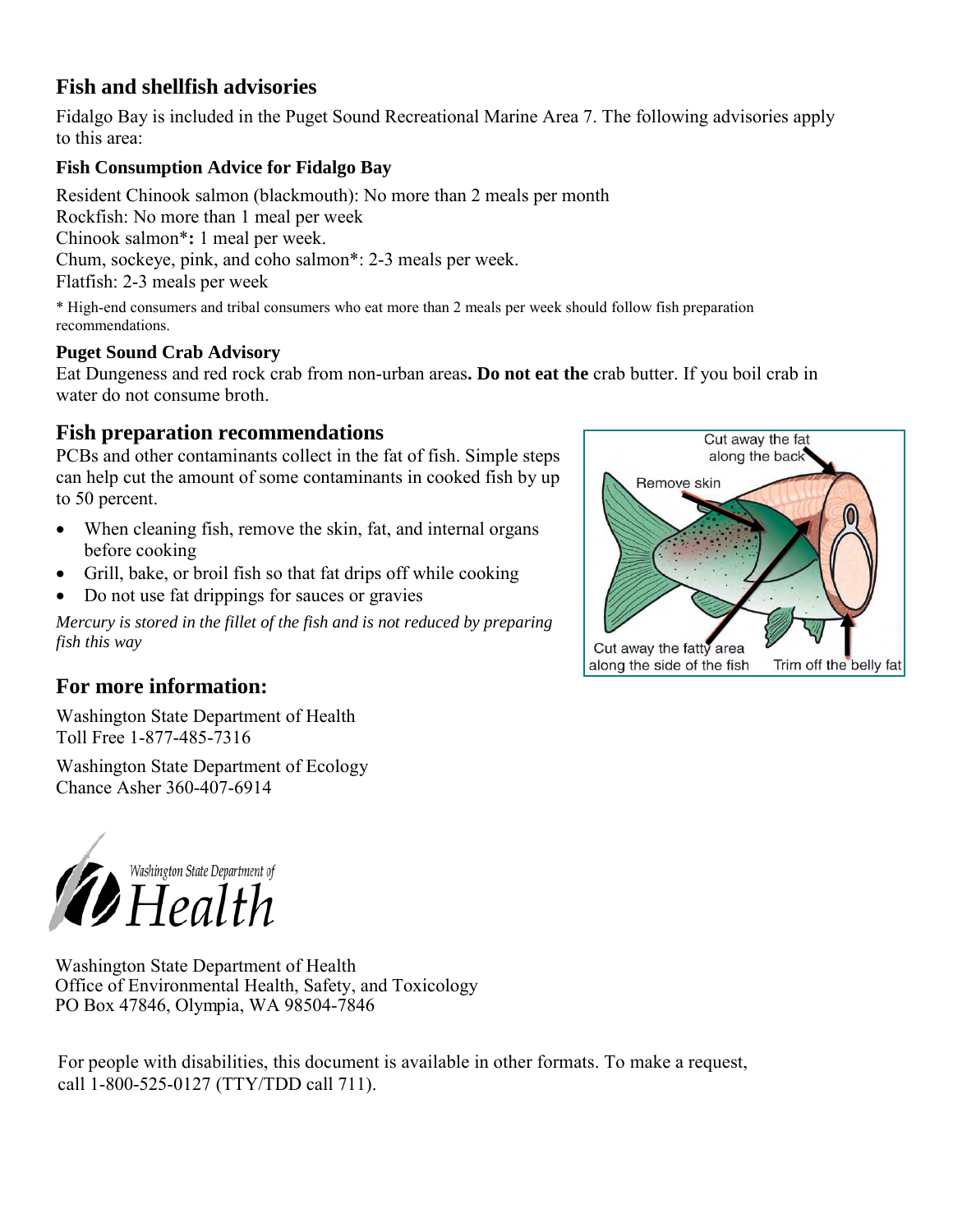## Fish and shellfish advisories

Fidalgo Bay is included in the Puget Sound Recreational Marine Area 7. The following advisories apply to this area:

### Fish Consumption Advice for Fidalgo Bay

Resident Chinook salmon (blackmouth): No more than 2 meals per month
Rockfish: No more than 1 meal per week
Chinook salmon***:** 1 meal per week.
Chum, sockeye, pink, and coho salmon*: 2-3 meals per week.
Flatfish: 2-3 meals per week

* High-end consumers and tribal consumers who eat more than 2 meals per week should follow fish preparation recommendations.

### Puget Sound Crab Advisory

Eat Dungeness and red rock crab from non-urban areas**. Do not eat the** crab butter. If you boil crab in water do not consume broth.

## Fish preparation recommendations

PCBs and other contaminants collect in the fat of fish. Simple steps can help cut the amount of some contaminants in cooked fish by up to 50 percent.

- When cleaning fish, remove the skin, fat, and internal organs before cooking
- Grill, bake, or broil fish so that fat drips off while cooking
- Do not use fat drippings for sauces or gravies

*Mercury is stored in the fillet of the fish and is not reduced by preparing fish this way*

Cut away the fat along the back
Remove skin
Cut away the fatty area along the side of the fish
Trim off the belly fat

## For more information:

Washington State Department of Health
Toll Free 1-877-485-7316

Washington State Department of Ecology
Chance Asher 360-407-6914

Washington State Department of Health

Washington State Department of Health
Office of Environmental Health, Safety, and Toxicology
PO Box 47846, Olympia, WA 98504-7846

For people with disabilities, this document is available in other formats. To make a request, call 1-800-525-0127 (TTY/TDD call 711).